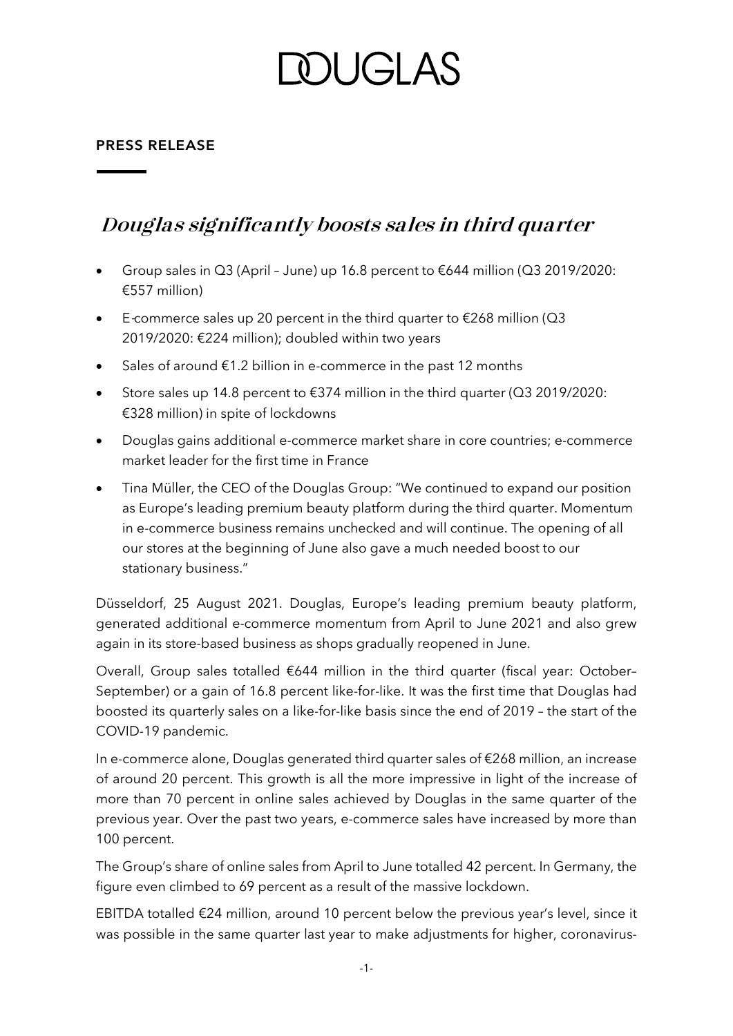# DOUGLAS

**PRESS RELEASE**

## *Douglas significantly boosts sales in third quarter*

- Group sales in Q3 (April – June) up 16.8 percent to €644 million (Q3 2019/2020: €557 million)
- E-commerce sales up 20 percent in the third quarter to €268 million (Q3 2019/2020: €224 million); doubled within two years
- Sales of around €1.2 billion in e-commerce in the past 12 months
- Store sales up 14.8 percent to €374 million in the third quarter (Q3 2019/2020: €328 million) in spite of lockdowns
- Douglas gains additional e-commerce market share in core countries; e-commerce market leader for the first time in France
- Tina Müller, the CEO of the Douglas Group: "We continued to expand our position as Europe's leading premium beauty platform during the third quarter. Momentum in e-commerce business remains unchecked and will continue. The opening of all our stores at the beginning of June also gave a much needed boost to our stationary business."

Düsseldorf, 25 August 2021. Douglas, Europe's leading premium beauty platform, generated additional e-commerce momentum from April to June 2021 and also grew again in its store-based business as shops gradually reopened in June.

Overall, Group sales totalled €644 million in the third quarter (fiscal year: October–September) or a gain of 16.8 percent like-for-like. It was the first time that Douglas had boosted its quarterly sales on a like-for-like basis since the end of 2019 – the start of the COVID-19 pandemic.

In e-commerce alone, Douglas generated third quarter sales of €268 million, an increase of around 20 percent. This growth is all the more impressive in light of the increase of more than 70 percent in online sales achieved by Douglas in the same quarter of the previous year. Over the past two years, e-commerce sales have increased by more than 100 percent.

The Group's share of online sales from April to June totalled 42 percent. In Germany, the figure even climbed to 69 percent as a result of the massive lockdown.

EBITDA totalled €24 million, around 10 percent below the previous year's level, since it was possible in the same quarter last year to make adjustments for higher, coronavirus-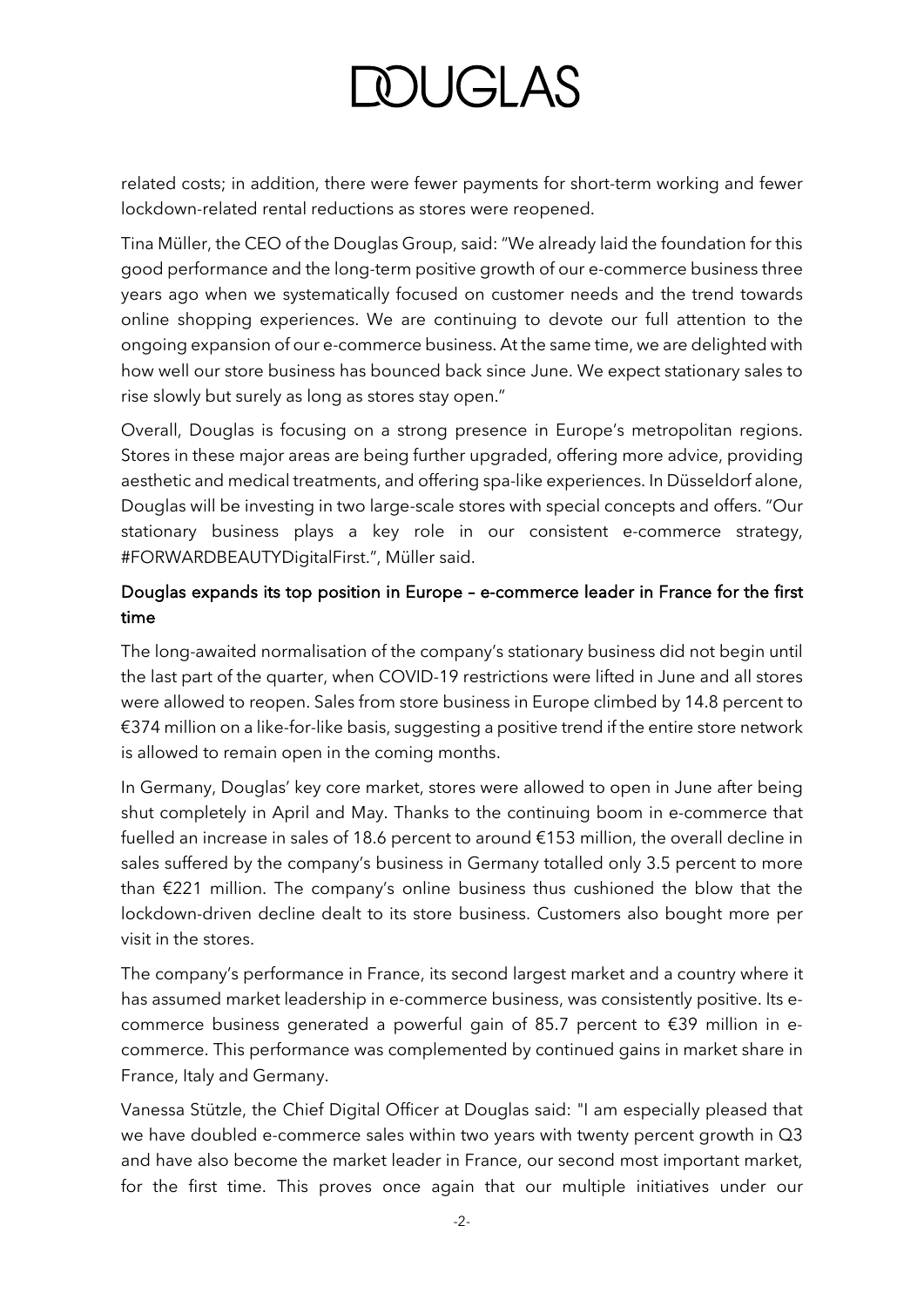related costs; in addition, there were fewer payments for short-term working and fewer lockdown-related rental reductions as stores were reopened.

Tina Müller, the CEO of the Douglas Group, said: "We already laid the foundation for this good performance and the long-term positive growth of our e-commerce business three years ago when we systematically focused on customer needs and the trend towards online shopping experiences. We are continuing to devote our full attention to the ongoing expansion of our e-commerce business. At the same time, we are delighted with how well our store business has bounced back since June. We expect stationary sales to rise slowly but surely as long as stores stay open."

Overall, Douglas is focusing on a strong presence in Europe's metropolitan regions. Stores in these major areas are being further upgraded, offering more advice, providing aesthetic and medical treatments, and offering spa-like experiences. In Düsseldorf alone, Douglas will be investing in two large-scale stores with special concepts and offers. "Our stationary business plays a key role in our consistent e-commerce strategy, #FORWARDBEAUTYDigitalFirst.", Müller said.

## Douglas expands its top position in Europe – e-commerce leader in France for the first time

The long-awaited normalisation of the company's stationary business did not begin until the last part of the quarter, when COVID-19 restrictions were lifted in June and all stores were allowed to reopen. Sales from store business in Europe climbed by 14.8 percent to €374 million on a like-for-like basis, suggesting a positive trend if the entire store network is allowed to remain open in the coming months.

In Germany, Douglas' key core market, stores were allowed to open in June after being shut completely in April and May. Thanks to the continuing boom in e-commerce that fuelled an increase in sales of 18.6 percent to around €153 million, the overall decline in sales suffered by the company's business in Germany totalled only 3.5 percent to more than €221 million. The company's online business thus cushioned the blow that the lockdown-driven decline dealt to its store business. Customers also bought more per visit in the stores.

The company's performance in France, its second largest market and a country where it has assumed market leadership in e-commerce business, was consistently positive. Its e-commerce business generated a powerful gain of 85.7 percent to €39 million in e-commerce. This performance was complemented by continued gains in market share in France, Italy and Germany.

Vanessa Stützle, the Chief Digital Officer at Douglas said: "I am especially pleased that we have doubled e-commerce sales within two years with twenty percent growth in Q3 and have also become the market leader in France, our second most important market, for the first time. This proves once again that our multiple initiatives under our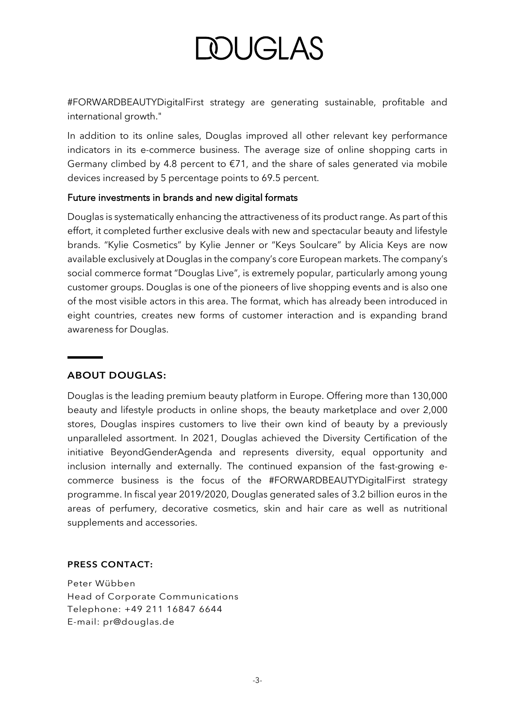#FORWARDBEAUTYDigitalFirst strategy are generating sustainable, profitable and international growth."

In addition to its online sales, Douglas improved all other relevant key performance indicators in its e-commerce business. The average size of online shopping carts in Germany climbed by 4.8 percent to €71, and the share of sales generated via mobile devices increased by 5 percentage points to 69.5 percent.

### Future investments in brands and new digital formats

Douglas is systematically enhancing the attractiveness of its product range. As part of this effort, it completed further exclusive deals with new and spectacular beauty and lifestyle brands. "Kylie Cosmetics" by Kylie Jenner or "Keys Soulcare" by Alicia Keys are now available exclusively at Douglas in the company's core European markets. The company's social commerce format "Douglas Live", is extremely popular, particularly among young customer groups. Douglas is one of the pioneers of live shopping events and is also one of the most visible actors in this area. The format, which has already been introduced in eight countries, creates new forms of customer interaction and is expanding brand awareness for Douglas.

## ABOUT DOUGLAS:

Douglas is the leading premium beauty platform in Europe. Offering more than 130,000 beauty and lifestyle products in online shops, the beauty marketplace and over 2,000 stores, Douglas inspires customers to live their own kind of beauty by a previously unparalleled assortment. In 2021, Douglas achieved the Diversity Certification of the initiative BeyondGenderAgenda and represents diversity, equal opportunity and inclusion internally and externally. The continued expansion of the fast-growing e-commerce business is the focus of the #FORWARDBEAUTYDigitalFirst strategy programme. In fiscal year 2019/2020, Douglas generated sales of 3.2 billion euros in the areas of perfumery, decorative cosmetics, skin and hair care as well as nutritional supplements and accessories.

### PRESS CONTACT:

Peter Wübben
Head of Corporate Communications
Telephone: +49 211 16847 6644
E-mail: pr@douglas.de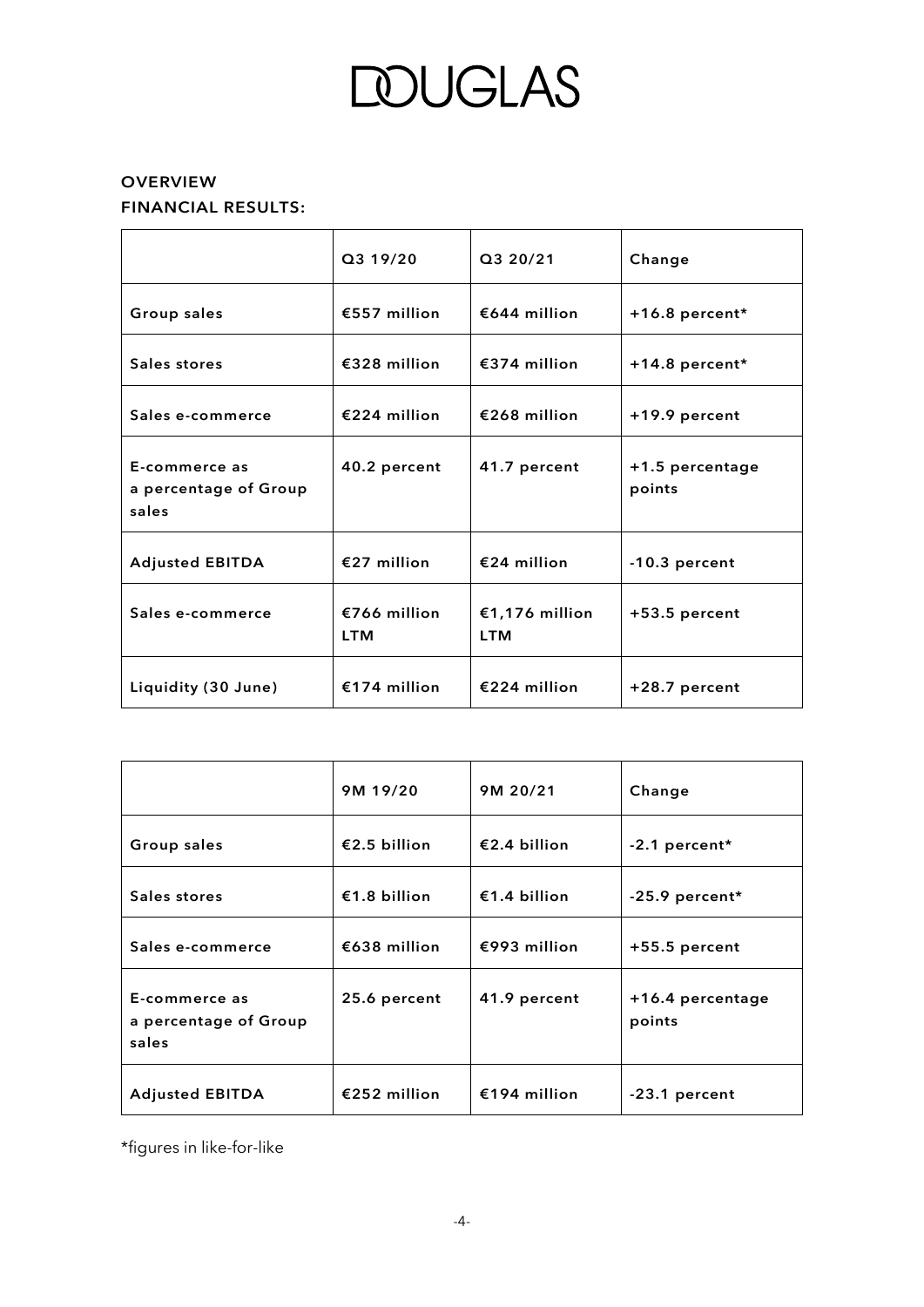# DOUGLAS

**OVERVIEW**

**FINANCIAL RESULTS:**

| | Q3 19/20 | Q3 20/21 | Change |
|---|---|---|---|
| Group sales | €557 million | €644 million | +16.8 percent* |
| Sales stores | €328 million | €374 million | +14.8 percent* |
| Sales e-commerce | €224 million | €268 million | +19.9 percent |
| E-commerce as a percentage of Group sales | 40.2 percent | 41.7 percent | +1.5 percentage points |
| Adjusted EBITDA | €27 million | €24 million | -10.3 percent |
| Sales e-commerce | €766 million LTM | €1,176 million LTM | +53.5 percent |
| Liquidity (30 June) | €174 million | €224 million | +28.7 percent |

| | 9M 19/20 | 9M 20/21 | Change |
|---|---|---|---|
| Group sales | €2.5 billion | €2.4 billion | -2.1 percent* |
| Sales stores | €1.8 billion | €1.4 billion | -25.9 percent* |
| Sales e-commerce | €638 million | €993 million | +55.5 percent |
| E-commerce as a percentage of Group sales | 25.6 percent | 41.9 percent | +16.4 percentage points |
| Adjusted EBITDA | €252 million | €194 million | -23.1 percent |

*figures in like-for-like